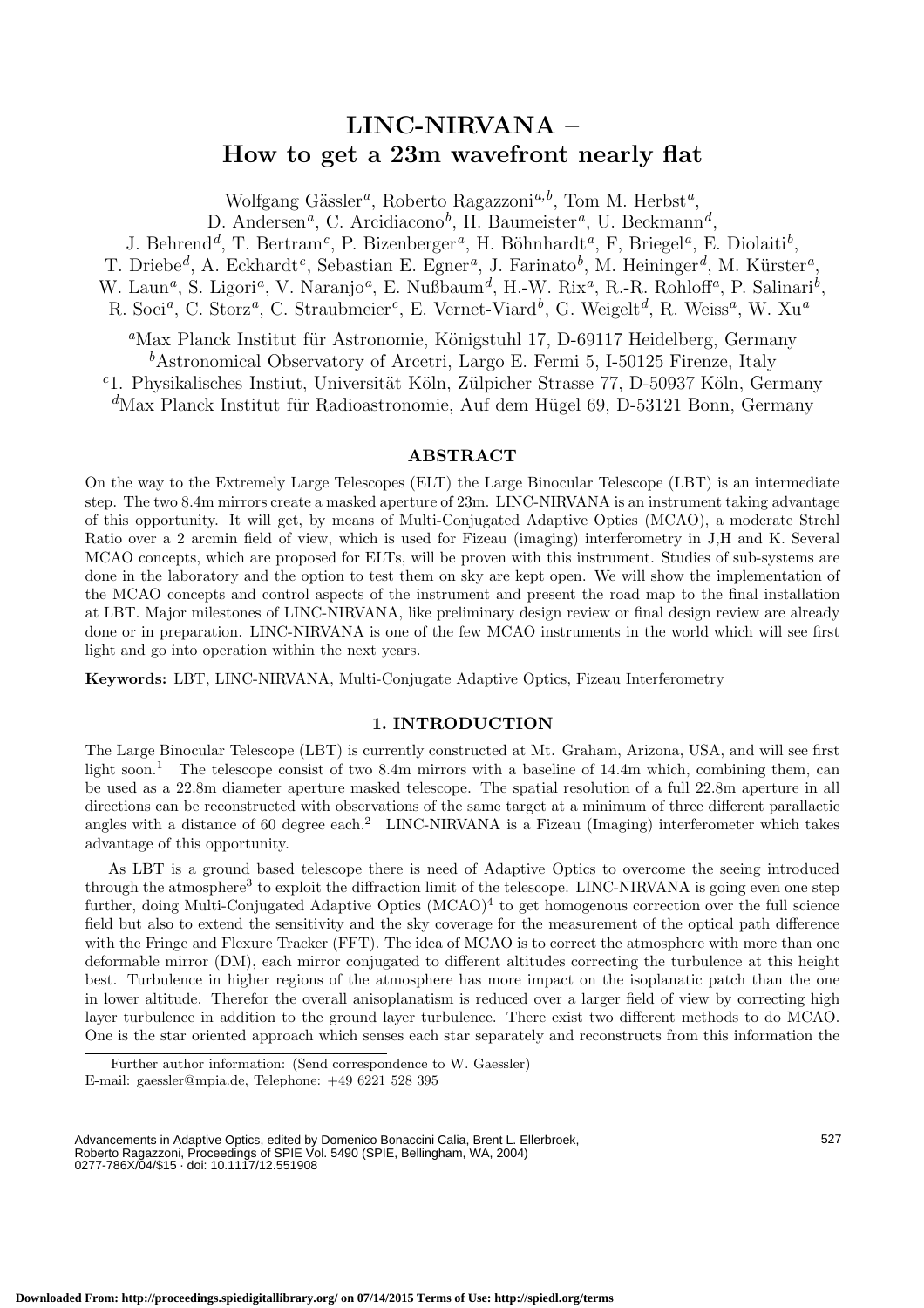# LINC-NIRVANA – How to get a 23m wavefront nearly flat

Wolfgang Gässler[a], Roberto Ragazzoni[a,b], Tom M. Herbst[a],
D. Andersen[a], C. Arcidiacono[b], H. Baumeister[a], U. Beckmann[d],
J. Behrend[d], T. Bertram[c], P. Bizenberger[a], H. Böhnhardt[a], F, Briegel[a], E. Diolaiti[b],
T. Driebe[d], A. Eckhardt[c], Sebastian E. Egner[a], J. Farinato[b], M. Heininger[d], M. Kürster[a],
W. Laun[a], S. Ligori[a], V. Naranjo[a], E. Nußbaum[d], H.-W. Rix[a], R.-R. Rohloff[a], P. Salinari[b],
R. Soci[a], C. Storz[a], C. Straubmeier[c], E. Vernet-Viard[b], G. Weigelt[d], R. Weiss[a], W. Xu[a]

[a]Max Planck Institut für Astronomie, Königstuhl 17, D-69117 Heidelberg, Germany
[b]Astronomical Observatory of Arcetri, Largo E. Fermi 5, I-50125 Firenze, Italy
[c]1. Physikalisches Instiut, Universität Köln, Zülpicher Strasse 77, D-50937 Köln, Germany
[d]Max Planck Institut für Radioastronomie, Auf dem Hügel 69, D-53121 Bonn, Germany

## ABSTRACT

On the way to the Extremely Large Telescopes (ELT) the Large Binocular Telescope (LBT) is an intermediate step. The two 8.4m mirrors create a masked aperture of 23m. LINC-NIRVANA is an instrument taking advantage of this opportunity. It will get, by means of Multi-Conjugated Adaptive Optics (MCAO), a moderate Strehl Ratio over a 2 arcmin field of view, which is used for Fizeau (imaging) interferometry in J,H and K. Several MCAO concepts, which are proposed for ELTs, will be proven with this instrument. Studies of sub-systems are done in the laboratory and the option to test them on sky are kept open. We will show the implementation of the MCAO concepts and control aspects of the instrument and present the road map to the final installation at LBT. Major milestones of LINC-NIRVANA, like preliminary design review or final design review are already done or in preparation. LINC-NIRVANA is one of the few MCAO instruments in the world which will see first light and go into operation within the next years.

**Keywords:** LBT, LINC-NIRVANA, Multi-Conjugate Adaptive Optics, Fizeau Interferometry

## 1. INTRODUCTION

The Large Binocular Telescope (LBT) is currently constructed at Mt. Graham, Arizona, USA, and will see first light soon.[1] The telescope consist of two 8.4m mirrors with a baseline of 14.4m which, combining them, can be used as a 22.8m diameter aperture masked telescope. The spatial resolution of a full 22.8m aperture in all directions can be reconstructed with observations of the same target at a minimum of three different parallactic angles with a distance of 60 degree each.[2] LINC-NIRVANA is a Fizeau (Imaging) interferometer which takes advantage of this opportunity.

As LBT is a ground based telescope there is need of Adaptive Optics to overcome the seeing introduced through the atmosphere[3] to exploit the diffraction limit of the telescope. LINC-NIRVANA is going even one step further, doing Multi-Conjugated Adaptive Optics (MCAO)[4] to get homogenous correction over the full science field but also to extend the sensitivity and the sky coverage for the measurement of the optical path difference with the Fringe and Flexure Tracker (FFT). The idea of MCAO is to correct the atmosphere with more than one deformable mirror (DM), each mirror conjugated to different altitudes correcting the turbulence at this height best. Turbulence in higher regions of the atmosphere has more impact on the isoplanatic patch than the one in lower altitude. Therefor the overall anisoplanatism is reduced over a larger field of view by correcting high layer turbulence in addition to the ground layer turbulence. There exist two different methods to do MCAO. One is the star oriented approach which senses each star separately and reconstructs from this information the

Further author information: (Send correspondence to W. Gaessler)
E-mail: gaessler@mpia.de, Telephone: +49 6221 528 395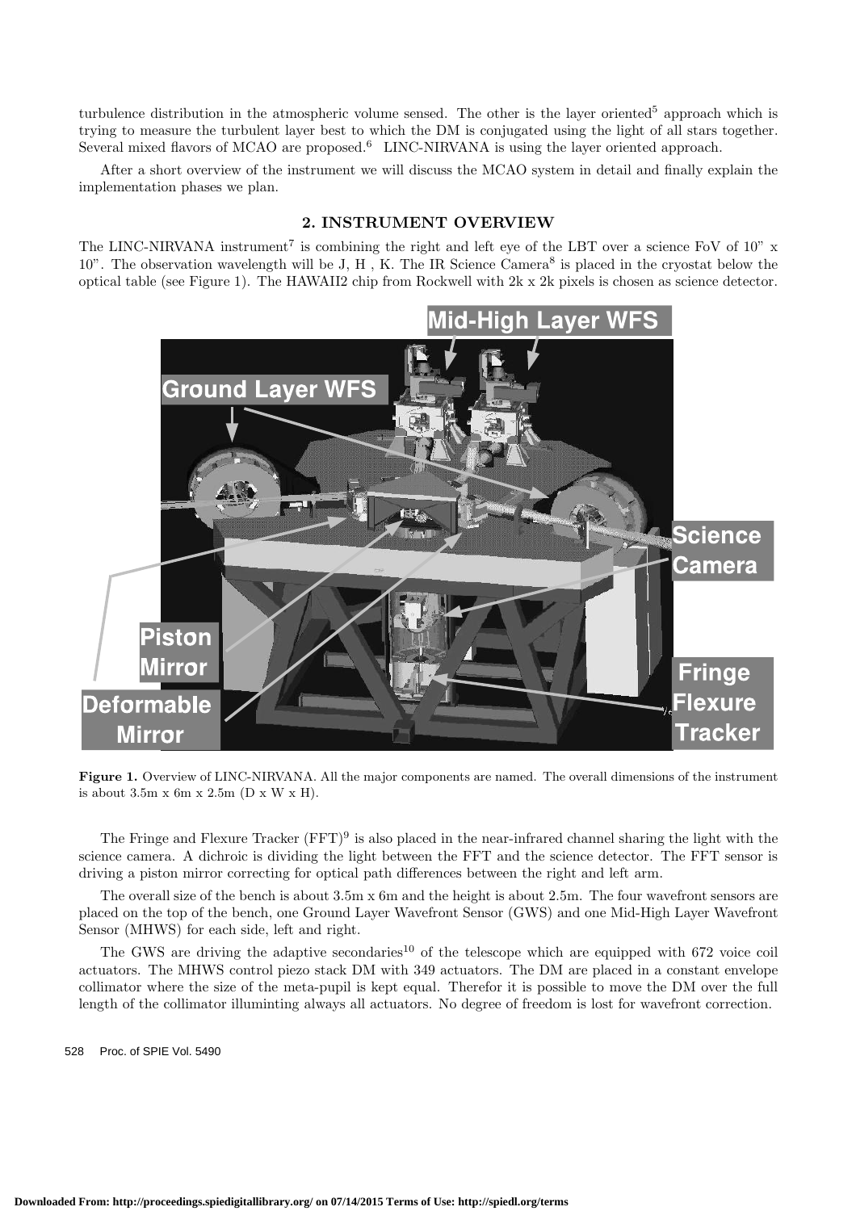turbulence distribution in the atmospheric volume sensed. The other is the layer oriented[5] approach which is trying to measure the turbulent layer best to which the DM is conjugated using the light of all stars together. Several mixed flavors of MCAO are proposed.[6] LINC-NIRVANA is using the layer oriented approach.

After a short overview of the instrument we will discuss the MCAO system in detail and finally explain the implementation phases we plan.

## 2. INSTRUMENT OVERVIEW

The LINC-NIRVANA instrument[7] is combining the right and left eye of the LBT over a science FoV of 10" x 10". The observation wavelength will be J, H , K. The IR Science Camera[8] is placed in the cryostat below the optical table (see Figure 1). The HAWAII2 chip from Rockwell with 2k x 2k pixels is chosen as science detector.

**Figure 1.** Overview of LINC-NIRVANA. All the major components are named. The overall dimensions of the instrument is about 3.5m x 6m x 2.5m (D x W x H).

The Fringe and Flexure Tracker (FFT)[9] is also placed in the near-infrared channel sharing the light with the science camera. A dichroic is dividing the light between the FFT and the science detector. The FFT sensor is driving a piston mirror correcting for optical path differences between the right and left arm.

The overall size of the bench is about 3.5m x 6m and the height is about 2.5m. The four wavefront sensors are placed on the top of the bench, one Ground Layer Wavefront Sensor (GWS) and one Mid-High Layer Wavefront Sensor (MHWS) for each side, left and right.

The GWS are driving the adaptive secondaries[10] of the telescope which are equipped with 672 voice coil actuators. The MHWS control piezo stack DM with 349 actuators. The DM are placed in a constant envelope collimator where the size of the meta-pupil is kept equal. Therefor it is possible to move the DM over the full length of the collimator illuminting always all actuators. No degree of freedom is lost for wavefront correction.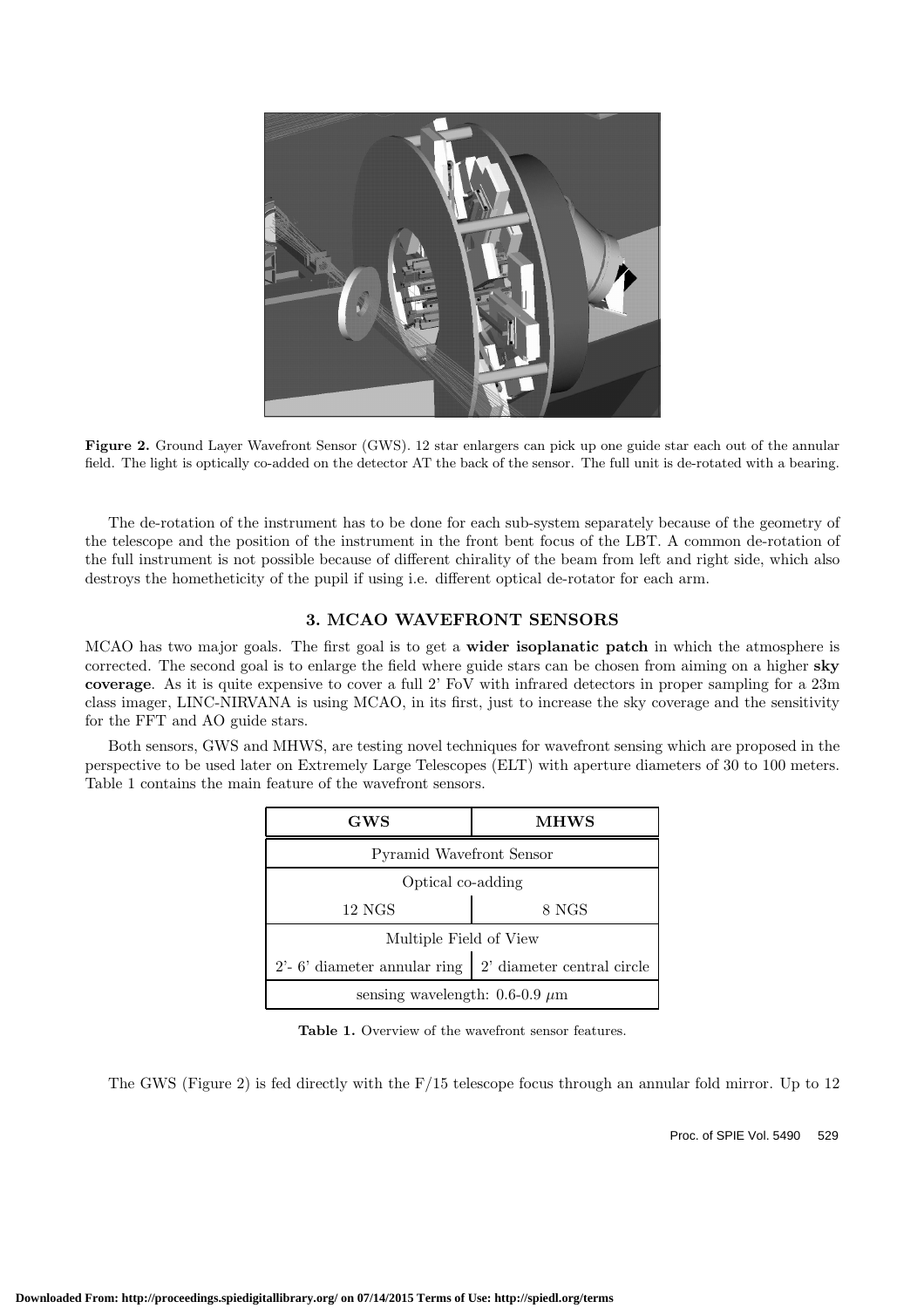Figure 2. Ground Layer Wavefront Sensor (GWS). 12 star enlargers can pick up one guide star each out of the annular field. The light is optically co-added on the detector AT the back of the sensor. The full unit is de-rotated with a bearing.

The de-rotation of the instrument has to be done for each sub-system separately because of the geometry of the telescope and the position of the instrument in the front bent focus of the LBT. A common de-rotation of the full instrument is not possible because of different chirality of the beam from left and right side, which also destroys the hometheticity of the pupil if using i.e. different optical de-rotator for each arm.

## 3. MCAO WAVEFRONT SENSORS

MCAO has two major goals. The first goal is to get a **wider isoplanatic patch** in which the atmosphere is corrected. The second goal is to enlarge the field where guide stars can be chosen from aiming on a higher **sky coverage**. As it is quite expensive to cover a full 2' FoV with infrared detectors in proper sampling for a 23m class imager, LINC-NIRVANA is using MCAO, in its first, just to increase the sky coverage and the sensitivity for the FFT and AO guide stars.

Both sensors, GWS and MHWS, are testing novel techniques for wavefront sensing which are proposed in the perspective to be used later on Extremely Large Telescopes (ELT) with aperture diameters of 30 to 100 meters. Table 1 contains the main feature of the wavefront sensors.

| GWS | MHWS |
|---|---|
| Pyramid Wavefront Sensor | |
| Optical co-adding | |
| 12 NGS | 8 NGS |
| Multiple Field of View | |
| 2'- 6' diameter annular ring | 2' diameter central circle |
| sensing wavelength: 0.6-0.9 $\mu$m | |

Table 1. Overview of the wavefront sensor features.

The GWS (Figure 2) is fed directly with the F/15 telescope focus through an annular fold mirror. Up to 12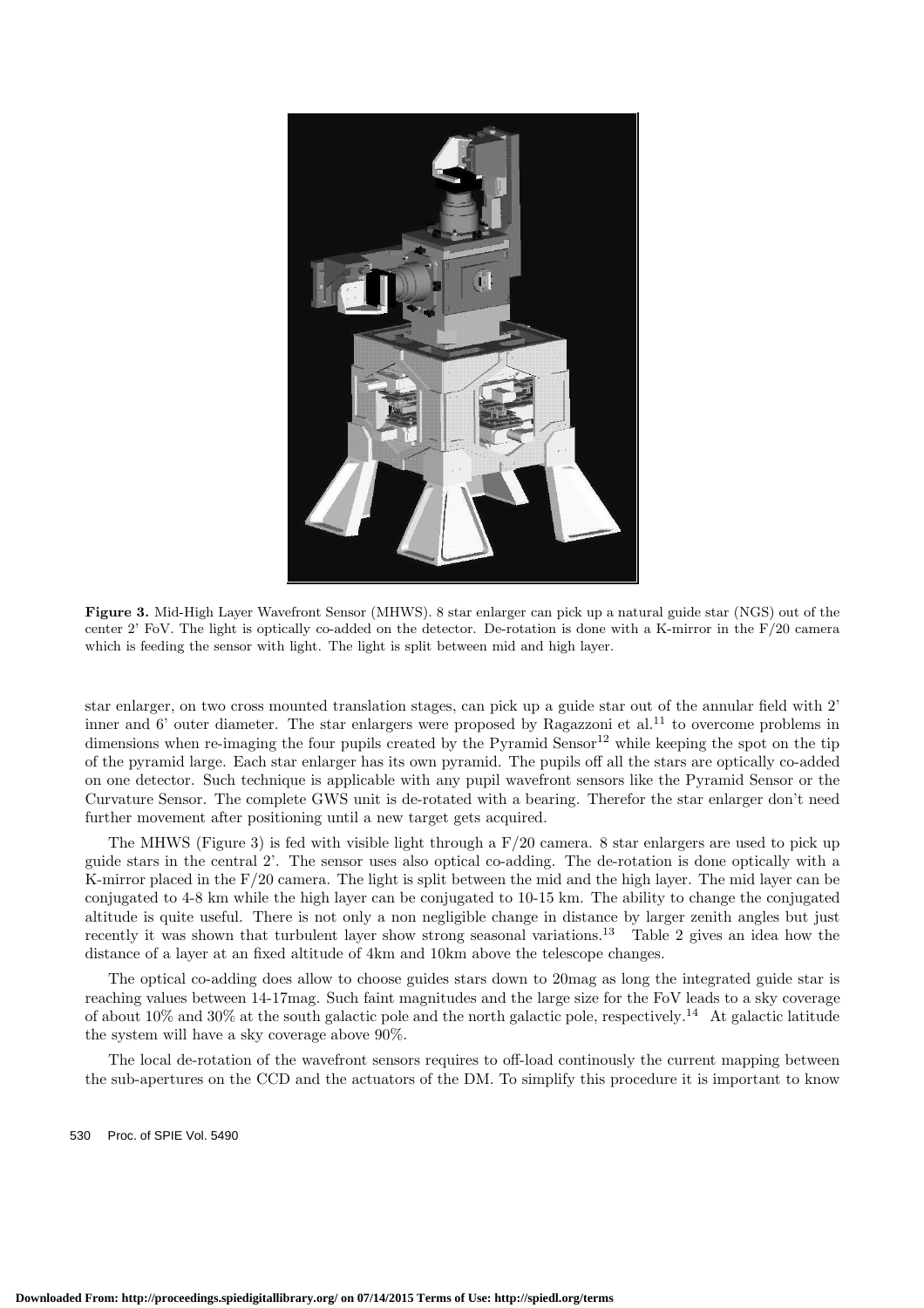**Figure 3.** Mid-High Layer Wavefront Sensor (MHWS). 8 star enlarger can pick up a natural guide star (NGS) out of the center 2' FoV. The light is optically co-added on the detector. De-rotation is done with a K-mirror in the F/20 camera which is feeding the sensor with light. The light is split between mid and high layer.

star enlarger, on two cross mounted translation stages, can pick up a guide star out of the annular field with 2' inner and 6' outer diameter. The star enlargers were proposed by Ragazzoni et al.[11] to overcome problems in dimensions when re-imaging the four pupils created by the Pyramid Sensor[12] while keeping the spot on the tip of the pyramid large. Each star enlarger has its own pyramid. The pupils off all the stars are optically co-added on one detector. Such technique is applicable with any pupil wavefront sensors like the Pyramid Sensor or the Curvature Sensor. The complete GWS unit is de-rotated with a bearing. Therefor the star enlarger don't need further movement after positioning until a new target gets acquired.

The MHWS (Figure 3) is fed with visible light through a F/20 camera. 8 star enlargers are used to pick up guide stars in the central 2'. The sensor uses also optical co-adding. The de-rotation is done optically with a K-mirror placed in the F/20 camera. The light is split between the mid and the high layer. The mid layer can be conjugated to 4-8 km while the high layer can be conjugated to 10-15 km. The ability to change the conjugated altitude is quite useful. There is not only a non negligible change in distance by larger zenith angles but just recently it was shown that turbulent layer show strong seasonal variations.[13] Table 2 gives an idea how the distance of a layer at an fixed altitude of 4km and 10km above the telescope changes.

The optical co-adding does allow to choose guides stars down to 20mag as long the integrated guide star is reaching values between 14-17mag. Such faint magnitudes and the large size for the FoV leads to a sky coverage of about 10% and 30% at the south galactic pole and the north galactic pole, respectively.[14] At galactic latitude the system will have a sky coverage above 90%.

The local de-rotation of the wavefront sensors requires to off-load continously the current mapping between the sub-apertures on the CCD and the actuators of the DM. To simplify this procedure it is important to know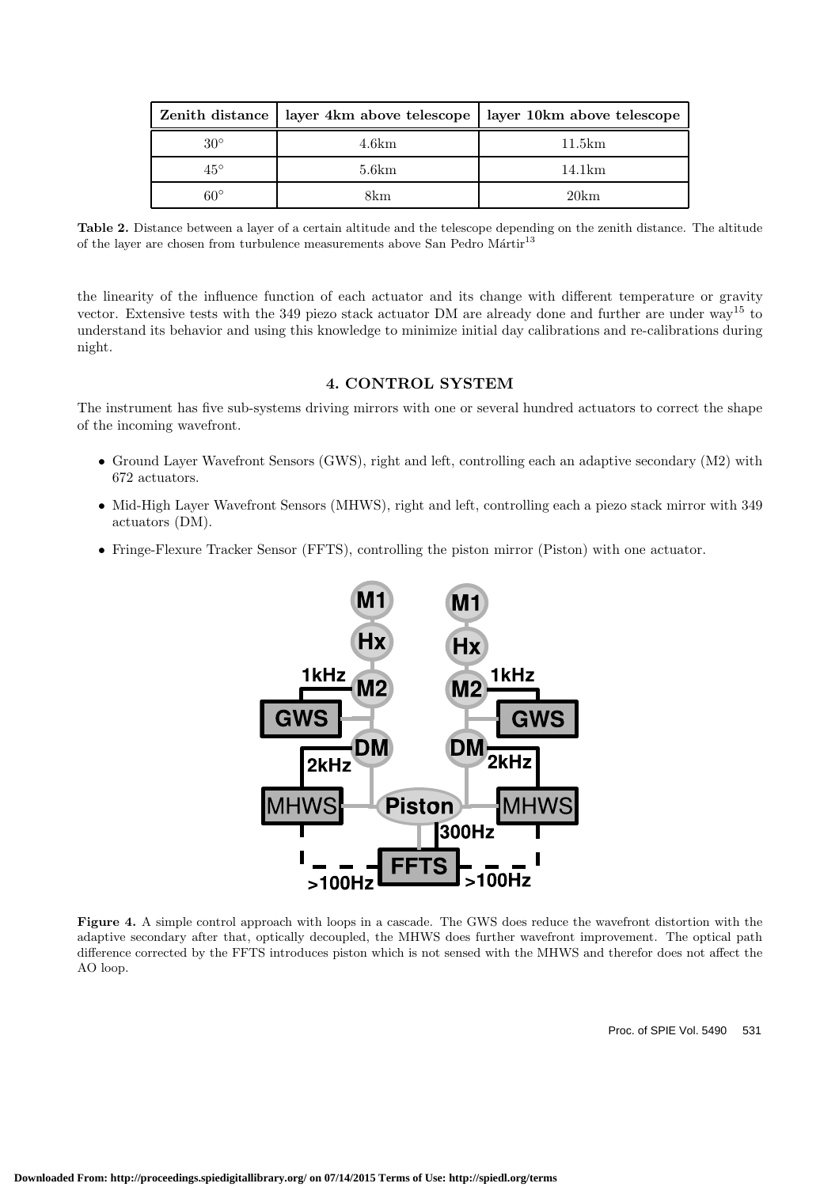| Zenith distance | layer 4km above telescope | layer 10km above telescope |
|---|---|---|
| 30° | 4.6km | 11.5km |
| 45° | 5.6km | 14.1km |
| 60° | 8km | 20km |

**Table 2.** Distance between a layer of a certain altitude and the telescope depending on the zenith distance. The altitude of the layer are chosen from turbulence measurements above San Pedro Mártir[13]

the linearity of the influence function of each actuator and its change with different temperature or gravity vector. Extensive tests with the 349 piezo stack actuator DM are already done and further are under way[15] to understand its behavior and using this knowledge to minimize initial day calibrations and re-calibrations during night.

## 4. CONTROL SYSTEM

The instrument has five sub-systems driving mirrors with one or several hundred actuators to correct the shape of the incoming wavefront.

- Ground Layer Wavefront Sensors (GWS), right and left, controlling each an adaptive secondary (M2) with 672 actuators.
- Mid-High Layer Wavefront Sensors (MHWS), right and left, controlling each a piezo stack mirror with 349 actuators (DM).
- Fringe-Flexure Tracker Sensor (FFTS), controlling the piston mirror (Piston) with one actuator.

**Figure 4.** A simple control approach with loops in a cascade. The GWS does reduce the wavefront distortion with the adaptive secondary after that, optically decoupled, the MHWS does further wavefront improvement. The optical path difference corrected by the FFTS introduces piston which is not sensed with the MHWS and therefor does not affect the AO loop.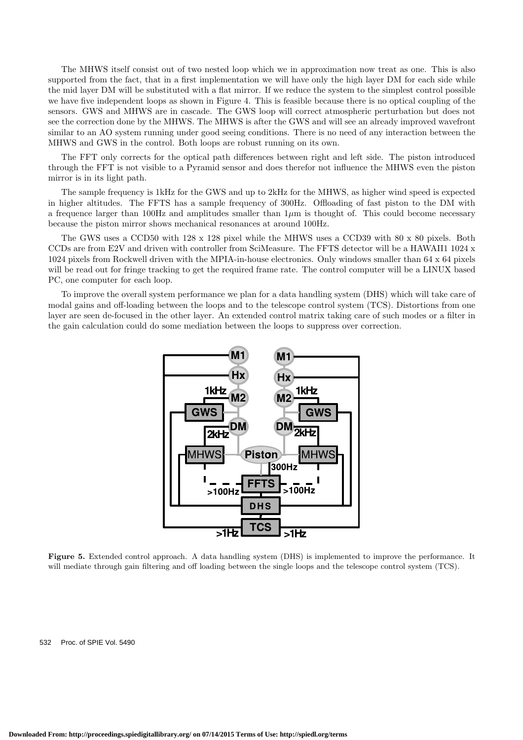The MHWS itself consist out of two nested loop which we in approximation now treat as one. This is also supported from the fact, that in a first implementation we will have only the high layer DM for each side while the mid layer DM will be substituted with a flat mirror. If we reduce the system to the simplest control possible we have five independent loops as shown in Figure 4. This is feasible because there is no optical coupling of the sensors. GWS and MHWS are in cascade. The GWS loop will correct atmospheric perturbation but does not see the correction done by the MHWS. The MHWS is after the GWS and will see an already improved wavefront similar to an AO system running under good seeing conditions. There is no need of any interaction between the MHWS and GWS in the control. Both loops are robust running on its own.

The FFT only corrects for the optical path differences between right and left side. The piston introduced through the FFT is not visible to a Pyramid sensor and does therefor not influence the MHWS even the piston mirror is in its light path.

The sample frequency is 1kHz for the GWS and up to 2kHz for the MHWS, as higher wind speed is expected in higher altitudes. The FFTS has a sample frequency of 300Hz. Offloading of fast piston to the DM with a frequence larger than 100Hz and amplitudes smaller than $1\mu$m is thought of. This could become necessary because the piston mirror shows mechanical resonances at around 100Hz.

The GWS uses a CCD50 with 128 x 128 pixel while the MHWS uses a CCD39 with 80 x 80 pixels. Both CCDs are from E2V and driven with controller from SciMeasure. The FFTS detector will be a HAWAII1 1024 x 1024 pixels from Rockwell driven with the MPIA-in-house electronics. Only windows smaller than 64 x 64 pixels will be read out for fringe tracking to get the required frame rate. The control computer will be a LINUX based PC, one computer for each loop.

To improve the overall system performance we plan for a data handling system (DHS) which will take care of modal gains and off-loading between the loops and to the telescope control system (TCS). Distortions from one layer are seen de-focused in the other layer. An extended control matrix taking care of such modes or a filter in the gain calculation could do some mediation between the loops to suppress over correction.

**Figure 5.** Extended control approach. A data handling system (DHS) is implemented to improve the performance. It will mediate through gain filtering and off loading between the single loops and the telescope control system (TCS).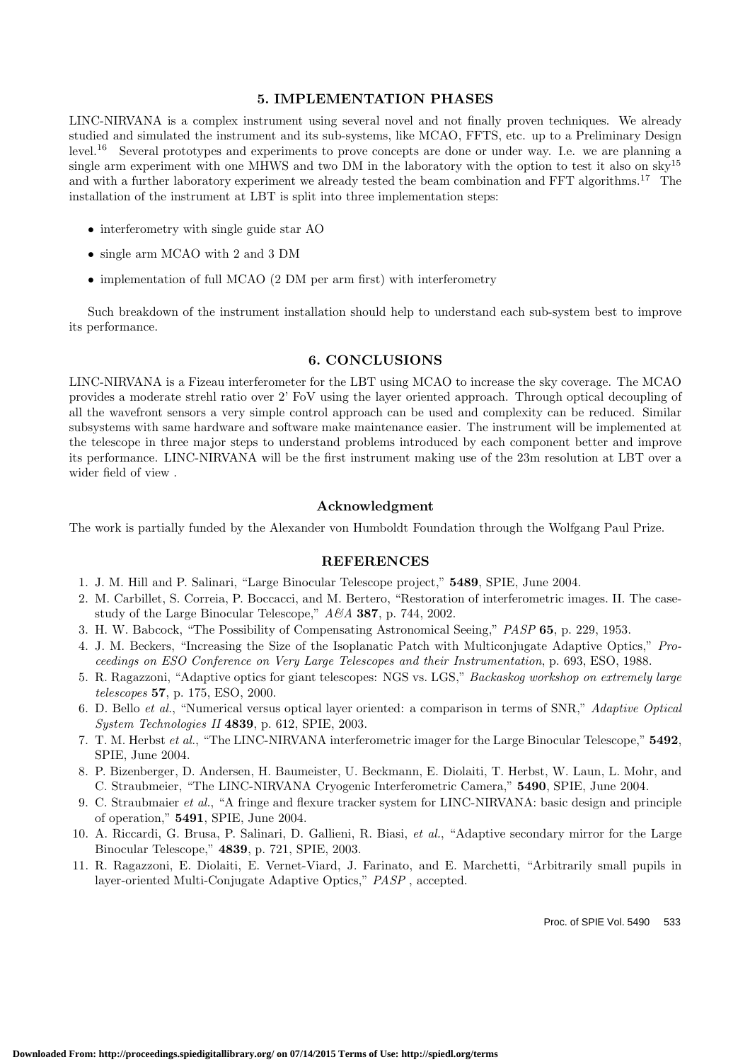## 5. IMPLEMENTATION PHASES

LINC-NIRVANA is a complex instrument using several novel and not finally proven techniques. We already studied and simulated the instrument and its sub-systems, like MCAO, FFTS, etc. up to a Preliminary Design level.[16] Several prototypes and experiments to prove concepts are done or under way. I.e. we are planning a single arm experiment with one MHWS and two DM in the laboratory with the option to test it also on sky[15] and with a further laboratory experiment we already tested the beam combination and FFT algorithms.[17] The installation of the instrument at LBT is split into three implementation steps:

- interferometry with single guide star AO
- single arm MCAO with 2 and 3 DM
- implementation of full MCAO (2 DM per arm first) with interferometry

Such breakdown of the instrument installation should help to understand each sub-system best to improve its performance.

## 6. CONCLUSIONS

LINC-NIRVANA is a Fizeau interferometer for the LBT using MCAO to increase the sky coverage. The MCAO provides a moderate strehl ratio over 2' FoV using the layer oriented approach. Through optical decoupling of all the wavefront sensors a very simple control approach can be used and complexity can be reduced. Similar subsystems with same hardware and software make maintenance easier. The instrument will be implemented at the telescope in three major steps to understand problems introduced by each component better and improve its performance. LINC-NIRVANA will be the first instrument making use of the 23m resolution at LBT over a wider field of view .

### Acknowledgment

The work is partially funded by the Alexander von Humboldt Foundation through the Wolfgang Paul Prize.

## REFERENCES

1. J. M. Hill and P. Salinari, "Large Binocular Telescope project," **5489**, SPIE, June 2004.
2. M. Carbillet, S. Correia, P. Boccacci, and M. Bertero, "Restoration of interferometric images. II. The case-study of the Large Binocular Telescope," *A&A* **387**, p. 744, 2002.
3. H. W. Babcock, "The Possibility of Compensating Astronomical Seeing," *PASP* **65**, p. 229, 1953.
4. J. M. Beckers, "Increasing the Size of the Isoplanatic Patch with Multiconjugate Adaptive Optics," *Proceedings on ESO Conference on Very Large Telescopes and their Instrumentation*, p. 693, ESO, 1988.
5. R. Ragazzoni, "Adaptive optics for giant telescopes: NGS vs. LGS," *Backaskog workshop on extremely large telescopes* **57**, p. 175, ESO, 2000.
6. D. Bello *et al.*, "Numerical versus optical layer oriented: a comparison in terms of SNR," *Adaptive Optical System Technologies II* **4839**, p. 612, SPIE, 2003.
7. T. M. Herbst *et al.*, "The LINC-NIRVANA interferometric imager for the Large Binocular Telescope," **5492**, SPIE, June 2004.
8. P. Bizenberger, D. Andersen, H. Baumeister, U. Beckmann, E. Diolaiti, T. Herbst, W. Laun, L. Mohr, and C. Straubmeier, "The LINC-NIRVANA Cryogenic Interferometric Camera," **5490**, SPIE, June 2004.
9. C. Straubmaier *et al.*, "A fringe and flexure tracker system for LINC-NIRVANA: basic design and principle of operation," **5491**, SPIE, June 2004.
10. A. Riccardi, G. Brusa, P. Salinari, D. Gallieni, R. Biasi, *et al.*, "Adaptive secondary mirror for the Large Binocular Telescope," **4839**, p. 721, SPIE, 2003.
11. R. Ragazzoni, E. Diolaiti, E. Vernet-Viard, J. Farinato, and E. Marchetti, "Arbitrarily small pupils in layer-oriented Multi-Conjugate Adaptive Optics," *PASP* , accepted.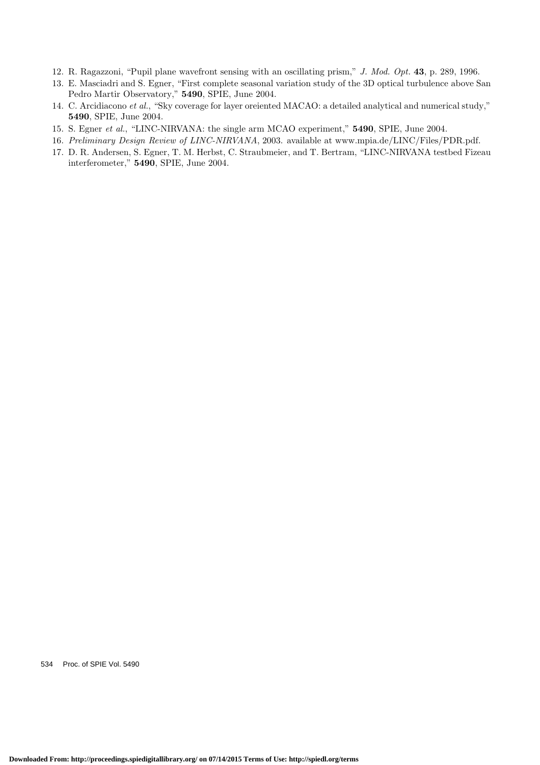12. R. Ragazzoni, "Pupil plane wavefront sensing with an oscillating prism," *J. Mod. Opt.* **43**, p. 289, 1996.
13. E. Masciadri and S. Egner, "First complete seasonal variation study of the 3D optical turbulence above San Pedro Martir Observatory," **5490**, SPIE, June 2004.
14. C. Arcidiacono *et al.*, "Sky coverage for layer oreiented MACAO: a detailed analytical and numerical study," **5490**, SPIE, June 2004.
15. S. Egner *et al.*, "LINC-NIRVANA: the single arm MCAO experiment," **5490**, SPIE, June 2004.
16. *Preliminary Design Review of LINC-NIRVANA*, 2003. available at www.mpia.de/LINC/Files/PDR.pdf.
17. D. R. Andersen, S. Egner, T. M. Herbst, C. Straubmeier, and T. Bertram, "LINC-NIRVANA testbed Fizeau interferometer," **5490**, SPIE, June 2004.